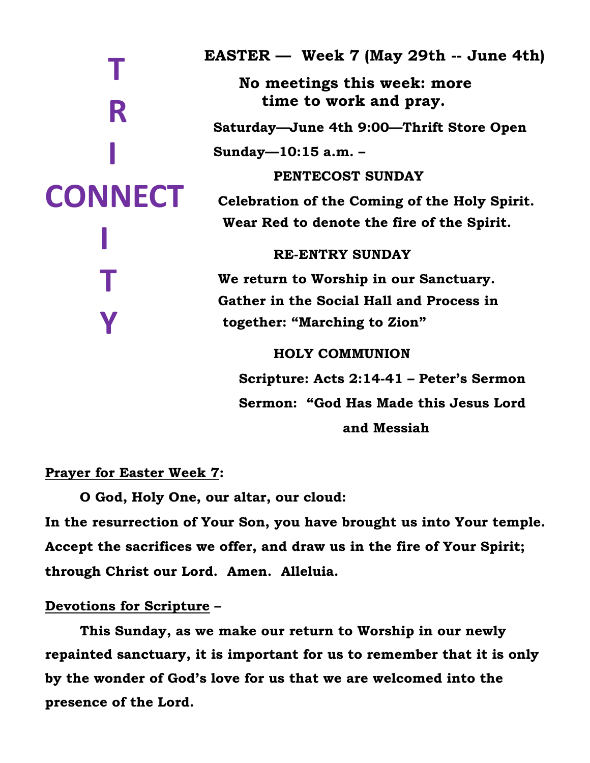# TRINITY CONNECT

**EASTER — Week 7 (May 29th -- June 4th)**

**No meetings this week: more time to work and pray.**

**Saturday—June 4th 9:00—Thrift Store Open**

**Sunday—10:15 a.m. –**

**PENTECOST SUNDAY**

**Celebration of the Coming of the Holy Spirit. Wear Red to denote the fire of the Spirit.**

**RE-ENTRY SUNDAY**

**We return to Worship in our Sanctuary. Gather in the Social Hall and Process in together: "Marching to Zion"**

**HOLY COMMUNION**

**Scripture: Acts 2:14-41 – Peter's Sermon**

**Sermon: "God Has Made this Jesus Lord and Messiah**

**Prayer for Easter Week 7:**

**O God, Holy One, our altar, our cloud:**
**In the resurrection of Your Son, you have brought us into Your temple. Accept the sacrifices we offer, and draw us in the fire of Your Spirit; through Christ our Lord. Amen. Alleluia.**

**Devotions for Scripture –**

**This Sunday, as we make our return to Worship in our newly repainted sanctuary, it is important for us to remember that it is only by the wonder of God's love for us that we are welcomed into the presence of the Lord.**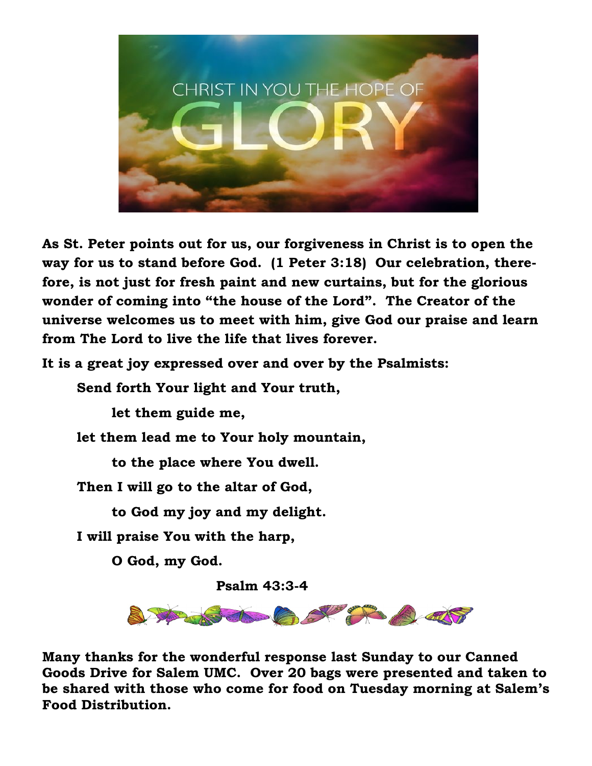CHRIST IN YOU THE HOPE OF GLORY

**As St. Peter points out for us, our forgiveness in Christ is to open the way for us to stand before God. (1 Peter 3:18) Our celebration, therefore, is not just for fresh paint and new curtains, but for the glorious wonder of coming into "the house of the Lord". The Creator of the universe welcomes us to meet with him, give God our praise and learn from The Lord to live the life that lives forever.**

**It is a great joy expressed over and over by the Psalmists:**

> **Send forth Your light and Your truth,**
>
> **let them guide me,**
>
> **let them lead me to Your holy mountain,**
>
> **to the place where You dwell.**
>
> **Then I will go to the altar of God,**
>
> **to God my joy and my delight.**
>
> **I will praise You with the harp,**
>
> **O God, my God.**
>
> **Psalm 43:3-4**

**Many thanks for the wonderful response last Sunday to our Canned Goods Drive for Salem UMC. Over 20 bags were presented and taken to be shared with those who come for food on Tuesday morning at Salem's Food Distribution.**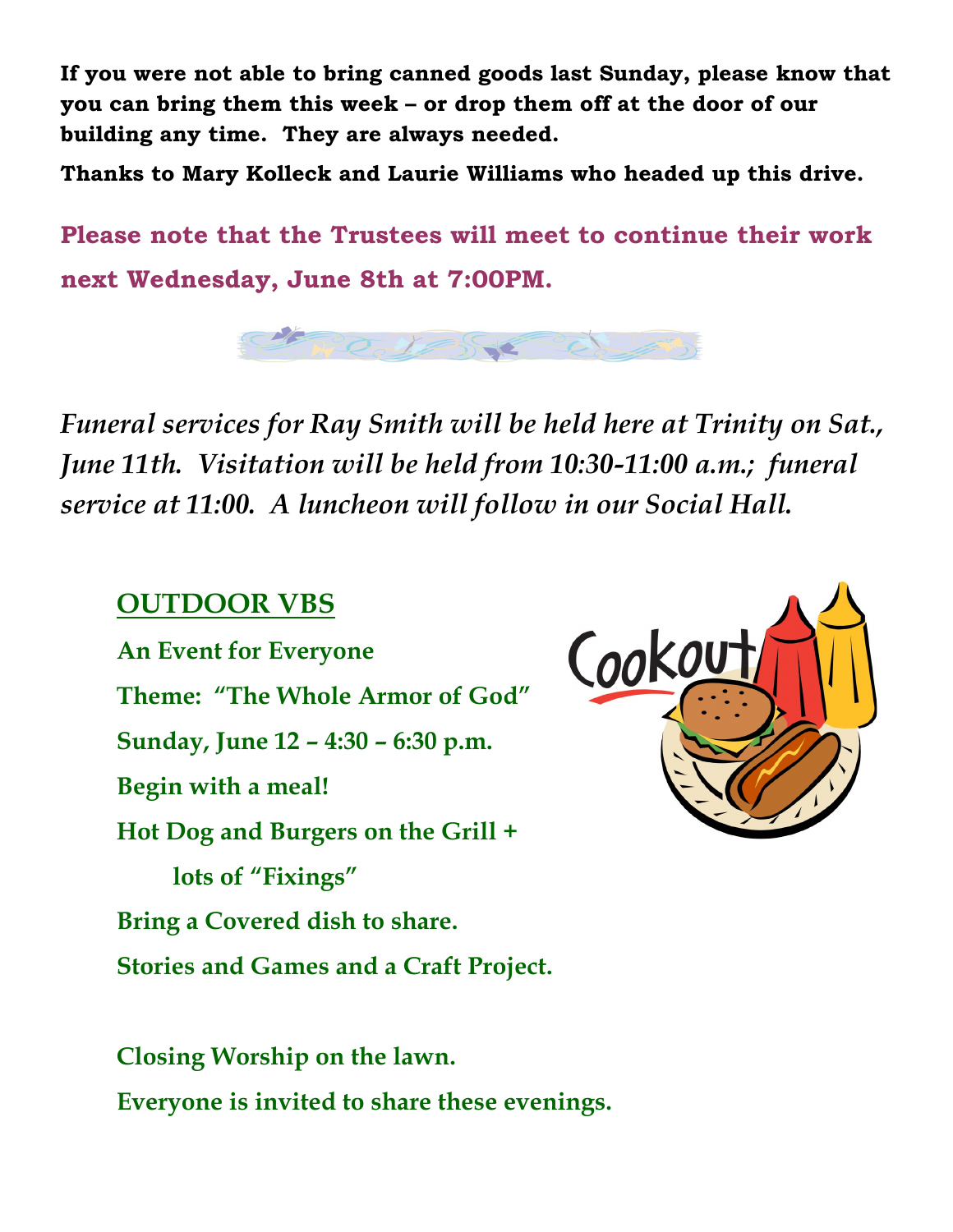**If you were not able to bring canned goods last Sunday, please know that you can bring them this week – or drop them off at the door of our building any time. They are always needed.**

**Thanks to Mary Kolleck and Laurie Williams who headed up this drive.**

**Please note that the Trustees will meet to continue their work next Wednesday, June 8th at 7:00PM.**

*Funeral services for Ray Smith will be held here at Trinity on Sat., June 11th. Visitation will be held from 10:30-11:00 a.m.; funeral service at 11:00. A luncheon will follow in our Social Hall.*

## OUTDOOR VBS

**An Event for Everyone**

**Theme: "The Whole Armor of God"**

**Sunday, June 12 – 4:30 – 6:30 p.m.**

**Begin with a meal!**

**Hot Dog and Burgers on the Grill + lots of "Fixings"**

**Bring a Covered dish to share.**

**Stories and Games and a Craft Project.**

**Closing Worship on the lawn.**

**Everyone is invited to share these evenings.**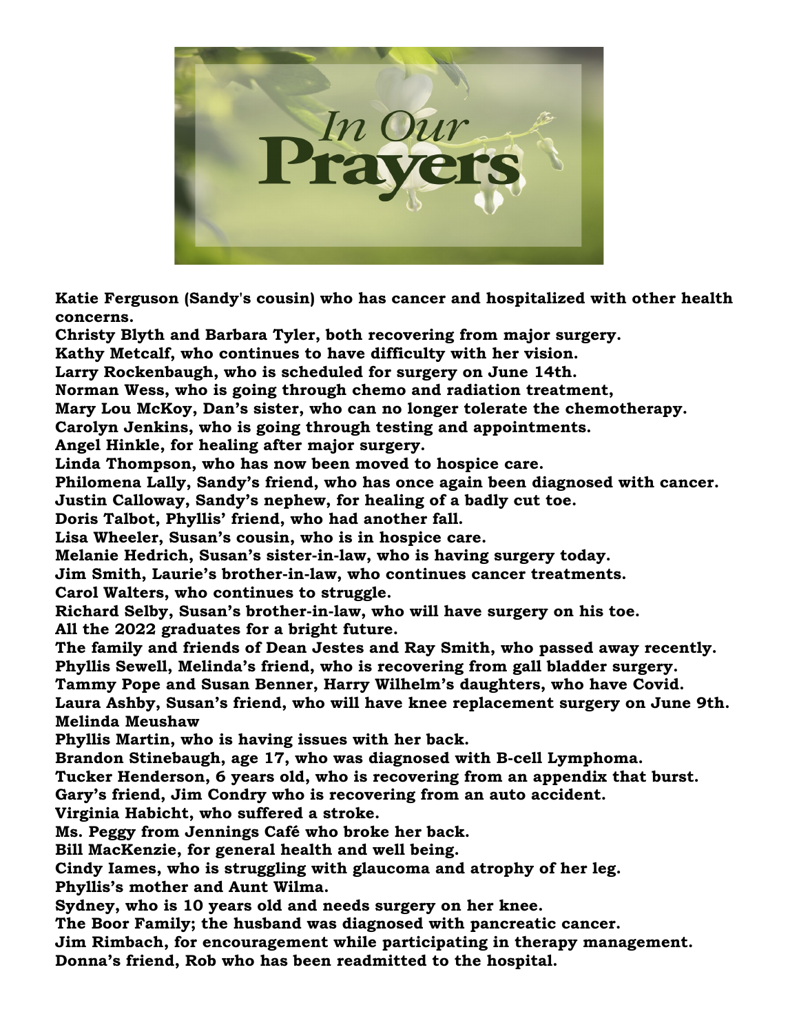# In Our Prayers

**Katie Ferguson (Sandy's cousin) who has cancer and hospitalized with other health concerns.**
**Christy Blyth and Barbara Tyler, both recovering from major surgery.**
**Kathy Metcalf, who continues to have difficulty with her vision.**
**Larry Rockenbaugh, who is scheduled for surgery on June 14th.**
**Norman Wess, who is going through chemo and radiation treatment,**
**Mary Lou McKoy, Dan's sister, who can no longer tolerate the chemotherapy.**
**Carolyn Jenkins, who is going through testing and appointments.**
**Angel Hinkle, for healing after major surgery.**
**Linda Thompson, who has now been moved to hospice care.**
**Philomena Lally, Sandy's friend, who has once again been diagnosed with cancer.**
**Justin Calloway, Sandy's nephew, for healing of a badly cut toe.**
**Doris Talbot, Phyllis' friend, who had another fall.**
**Lisa Wheeler, Susan's cousin, who is in hospice care.**
**Melanie Hedrich, Susan's sister-in-law, who is having surgery today.**
**Jim Smith, Laurie's brother-in-law, who continues cancer treatments.**
**Carol Walters, who continues to struggle.**
**Richard Selby, Susan's brother-in-law, who will have surgery on his toe.**
**All the 2022 graduates for a bright future.**
**The family and friends of Dean Jestes and Ray Smith, who passed away recently.**
**Phyllis Sewell, Melinda's friend, who is recovering from gall bladder surgery.**
**Tammy Pope and Susan Benner, Harry Wilhelm's daughters, who have Covid.**
**Laura Ashby, Susan's friend, who will have knee replacement surgery on June 9th.**
**Melinda Meushaw**
**Phyllis Martin, who is having issues with her back.**
**Brandon Stinebaugh, age 17, who was diagnosed with B-cell Lymphoma.**
**Tucker Henderson, 6 years old, who is recovering from an appendix that burst.**
**Gary's friend, Jim Condry who is recovering from an auto accident.**
**Virginia Habicht, who suffered a stroke.**
**Ms. Peggy from Jennings Café who broke her back.**
**Bill MacKenzie, for general health and well being.**
**Cindy Iames, who is struggling with glaucoma and atrophy of her leg.**
**Phyllis's mother and Aunt Wilma.**
**Sydney, who is 10 years old and needs surgery on her knee.**
**The Boor Family; the husband was diagnosed with pancreatic cancer.**
**Jim Rimbach, for encouragement while participating in therapy management.**
**Donna's friend, Rob who has been readmitted to the hospital.**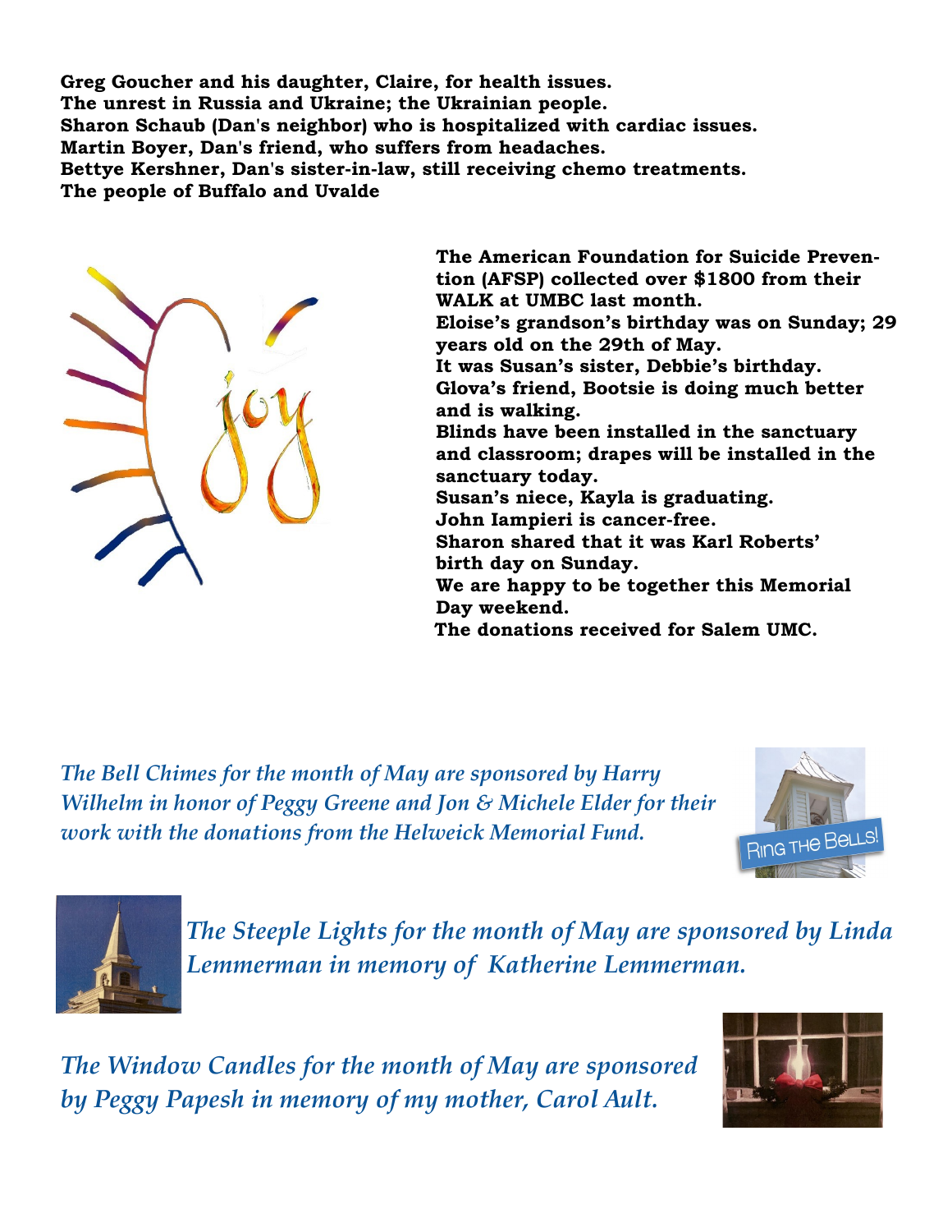**Greg Goucher and his daughter, Claire, for health issues.**
**The unrest in Russia and Ukraine; the Ukrainian people.**
**Sharon Schaub (Dan's neighbor) who is hospitalized with cardiac issues.**
**Martin Boyer, Dan's friend, who suffers from headaches.**
**Bettye Kershner, Dan's sister-in-law, still receiving chemo treatments.**
**The people of Buffalo and Uvalde**

**The American Foundation for Suicide Prevention (AFSP) collected over $1800 from their WALK at UMBC last month.**
**Eloise's grandson's birthday was on Sunday; 29 years old on the 29th of May.**
**It was Susan's sister, Debbie's birthday.**
**Glova's friend, Bootsie is doing much better and is walking.**
**Blinds have been installed in the sanctuary and classroom; drapes will be installed in the sanctuary today.**
**Susan's niece, Kayla is graduating.**
**John Iampieri is cancer-free.**
**Sharon shared that it was Karl Roberts' birth day on Sunday.**
**We are happy to be together this Memorial Day weekend.**
**The donations received for Salem UMC.**

*The Bell Chimes for the month of May are sponsored by Harry Wilhelm in honor of Peggy Greene and Jon & Michele Elder for their work with the donations from the Helweick Memorial Fund.*

*The Steeple Lights for the month of May are sponsored by Linda Lemmerman in memory of Katherine Lemmerman.*

*The Window Candles for the month of May are sponsored by Peggy Papesh in memory of my mother, Carol Ault.*